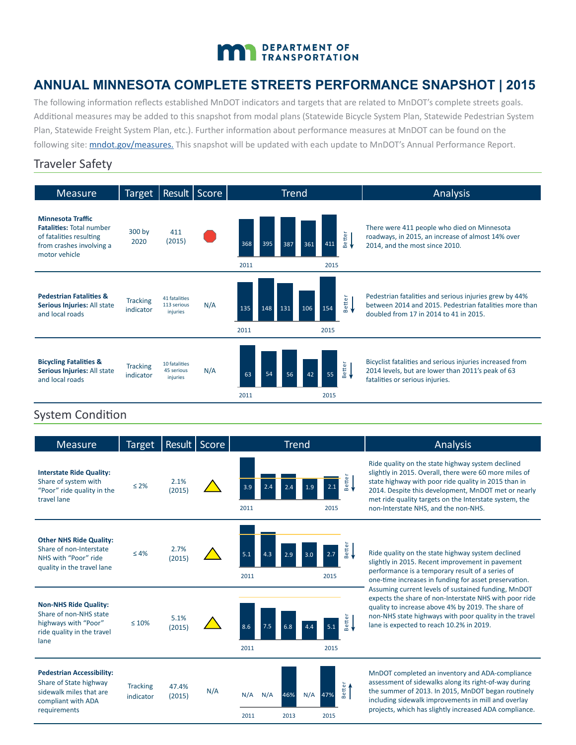DEPARTMENT OF TRANSPORTATION

# ANNUAL MINNESOTA COMPLETE STREETS PERFORMANCE SNAPSHOT | 2015

The following information reflects established MnDOT indicators and targets that are related to MnDOT's complete streets goals. Additional measures may be added to this snapshot from modal plans (Statewide Bicycle System Plan, Statewide Pedestrian System Plan, Statewide Freight System Plan, etc.). Further information about performance measures at MnDOT can be found on the following site: mndot.gov/measures. This snapshot will be updated with each update to MnDOT's Annual Performance Report.

## Traveler Safety

| Measure | Target | Result | Score | Trend (2011–2015) | Analysis |
|---|---|---|---|---|---|
| **Minnesota Traffic Fatalities:** Total number of fatalities resulting from crashes involving a motor vehicle | 300 by 2020 | 411 (2015) | (red) | 368, 395, 387, 361, 411 (Better ↓) | There were 411 people who died on Minnesota roadways, in 2015, an increase of almost 14% over 2014, and the most since 2010. |
| **Pedestrian Fatalities & Serious Injuries:** All state and local roads | Tracking indicator | 41 fatalities 113 serious injuries | N/A | 135, 148, 131, 106, 154 (Better ↓) | Pedestrian fatalities and serious injuries grew by 44% between 2014 and 2015. Pedestrian fatalities more than doubled from 17 in 2014 to 41 in 2015. |
| **Bicycling Fatalities & Serious Injuries:** All state and local roads | Tracking indicator | 10 fatalities 45 serious injuries | N/A | 63, 54, 56, 42, 55 (Better ↓) | Bicyclist fatalities and serious injuries increased from 2014 levels, but are lower than 2011's peak of 63 fatalities or serious injuries. |

## System Condition

| Measure | Target | Result | Score | Trend (2011–2015) | Analysis |
|---|---|---|---|---|---|
| **Interstate Ride Quality:** Share of system with "Poor" ride quality in the travel lane | ≤ 2% | 2.1% (2015) | (yellow) | 3.9, 2.4, 2.4, 1.9, 2.1 (Better ↓) | Ride quality on the state highway system declined slightly in 2015. Overall, there were 60 more miles of state highway with poor ride quality in 2015 than in 2014. Despite this development, MnDOT met or nearly met ride quality targets on the Interstate system, the non-Interstate NHS, and the non-NHS. |
| **Other NHS Ride Quality:** Share of non-Interstate NHS with "Poor" ride quality in the travel lane | ≤ 4% | 2.7% (2015) | (yellow) | 5.1, 4.3, 2.9, 3.0, 2.7 (Better ↓) | Ride quality on the state highway system declined slightly in 2015. Recent improvement in pavement performance is a temporary result of a series of one-time increases in funding for asset preservation. Assuming current levels of sustained funding, MnDOT expects the share of non-Interstate NHS with poor ride quality to increase above 4% by 2019. The share of non-NHS state highways with poor quality in the travel lane is expected to reach 10.2% in 2019. |
| **Non-NHS Ride Quality:** Share of non-NHS state highways with "Poor" ride quality in the travel lane | ≤ 10% | 5.1% (2015) | (yellow) | 8.6, 7.5, 6.8, 4.4, 5.1 (Better ↓) | |
| **Pedestrian Accessibility:** Share of State highway sidewalk miles that are compliant with ADA requirements | Tracking indicator | 47.4% (2015) | N/A | N/A, N/A, 46%, N/A, 47% (Better ↑) | MnDOT completed an inventory and ADA-compliance assessment of sidewalks along its right-of-way during the summer of 2013. In 2015, MnDOT began routinely including sidewalk improvements in mill and overlay projects, which has slightly increased ADA compliance. |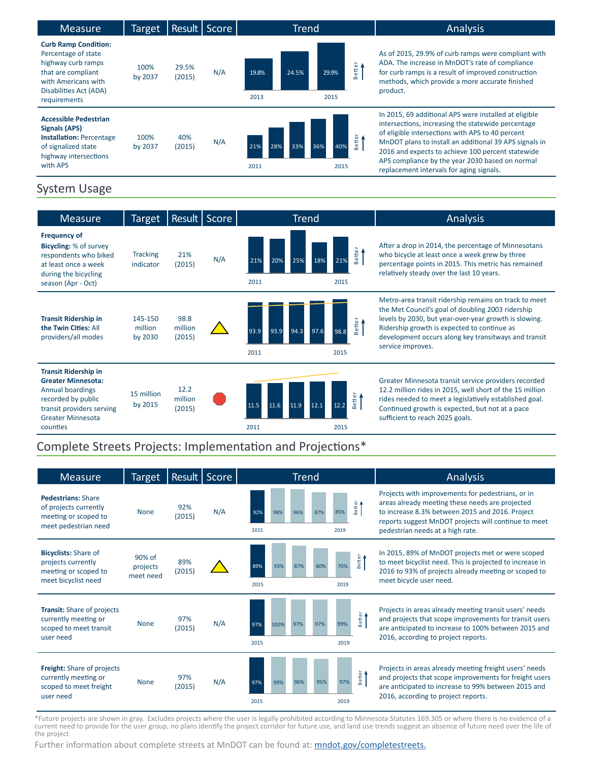| Measure | Target | Result | Score | Trend | Analysis |
| --- | --- | --- | --- | --- | --- |
| **Curb Ramp Condition:** Percentage of state highway curb ramps that are compliant with Americans with Disabilities Act (ADA) requirements | 100% by 2037 | 29.5% (2015) | N/A | 19.8% 24.5% 29.9% 2013 2015 Better | As of 2015, 29.9% of curb ramps were compliant with ADA. The increase in MnDOT's rate of compliance for curb ramps is a result of improved construction methods, which provide a more accurate finished product. |
| **Accessible Pedestrian Signals (APS) Installation:** Percentage of signalized state highway intersections with APS | 100% by 2037 | 40% (2015) | N/A | 21% 28% 33% 36% 40% 2011 2015 Better | In 2015, 69 additional APS were installed at eligible intersections, increasing the statewide percentage of eligible intersections with APS to 40 percent MnDOT plans to install an additional 39 APS signals in 2016 and expects to achieve 100 percent statewide APS compliance by the year 2030 based on normal replacement intervals for aging signals. |

## System Usage

| Measure | Target | Result | Score | Trend | Analysis |
| --- | --- | --- | --- | --- | --- |
| **Frequency of Bicycling:** % of survey respondents who biked at least once a week during the bicycling season (Apr - Oct) | Tracking indicator | 21% (2015) | N/A | 21% 20% 25% 18% 21% 2011 2015 Better | After a drop in 2014, the percentage of Minnesotans who bicycle at least once a week grew by three percentage points in 2015. This metric has remained relatively steady over the last 10 years. |
| **Transit Ridership in the Twin Cities:** All providers/all modes | 145-150 million by 2030 | 98.8 million (2015) | | 93.9 93.9 94.3 97.6 98.8 2011 2015 Better | Metro-area transit ridership remains on track to meet the Met Council's goal of doubling 2003 ridership levels by 2030, but year-over-year growth is slowing. Ridership growth is expected to continue as development occurs along key transitways and transit service improves. |
| **Transit Ridership in Greater Minnesota:** Annual boardings recorded by public transit providers serving Greater Minnesota counties | 15 million by 2015 | 12.2 million (2015) | | 11.5 11.6 11.9 12.1 12.2 2011 2015 Better | Greater Minnesota transit service providers recorded 12.2 million rides in 2015, well short of the 15 million rides needed to meet a legislatively established goal. Continued growth is expected, but not at a pace sufficient to reach 2025 goals. |

## Complete Streets Projects: Implementation and Projections*

| Measure | Target | Result | Score | Trend | Analysis |
| --- | --- | --- | --- | --- | --- |
| **Pedestrians:** Share of projects currently meeting or scoped to meet pedestrian need | None | 92% (2015) | N/A | 92% 98% 96% 87% 85% 2015 2019 Better | Projects with improvements for pedestrians, or in areas already meeting these needs are projected to increase 8.3% between 2015 and 2016. Project reports suggest MnDOT projects will continue to meet pedestrian needs at a high rate. |
| **Bicyclists:** Share of projects currently meeting or scoped to meet bicyclist need | 90% of projects meet need | 89% (2015) | | 89% 93% 87% 80% 70% 2015 2019 Better | In 2015, 89% of MnDOT projects met or were scoped to meet bicyclist need. This is projected to increase in 2016 to 93% of projects already meeting or scoped to meet bicycle user need. |
| **Transit:** Share of projects currently meeting or scoped to meet transit user need | None | 97% (2015) | N/A | 97% 100% 97% 97% 99% 2015 2019 Better | Projects in areas already meeting transit users' needs and projects that scope improvements for transit users are anticipated to increase to 100% between 2015 and 2016, according to project reports. |
| **Freight:** Share of projects currently meeting or scoped to meet freight user need | None | 97% (2015) | N/A | 97% 99% 96% 95% 97% 2015 2019 Better | Projects in areas already meeting freight users' needs and projects that scope improvements for freight users are anticipated to increase to 99% between 2015 and 2016, according to project reports. |

*Future projects are shown in gray. Excludes projects where the user is legally prohibited according to Minnesota Statutes 169.305 or where there is no evidence of a current need to provide for the user group, no plans identify the project corridor for future use, and land use trends suggest an absence of future need over the life of the project.

Further information about complete streets at MnDOT can be found at: [mndot.gov/completestreets.](mndot.gov/completestreets)